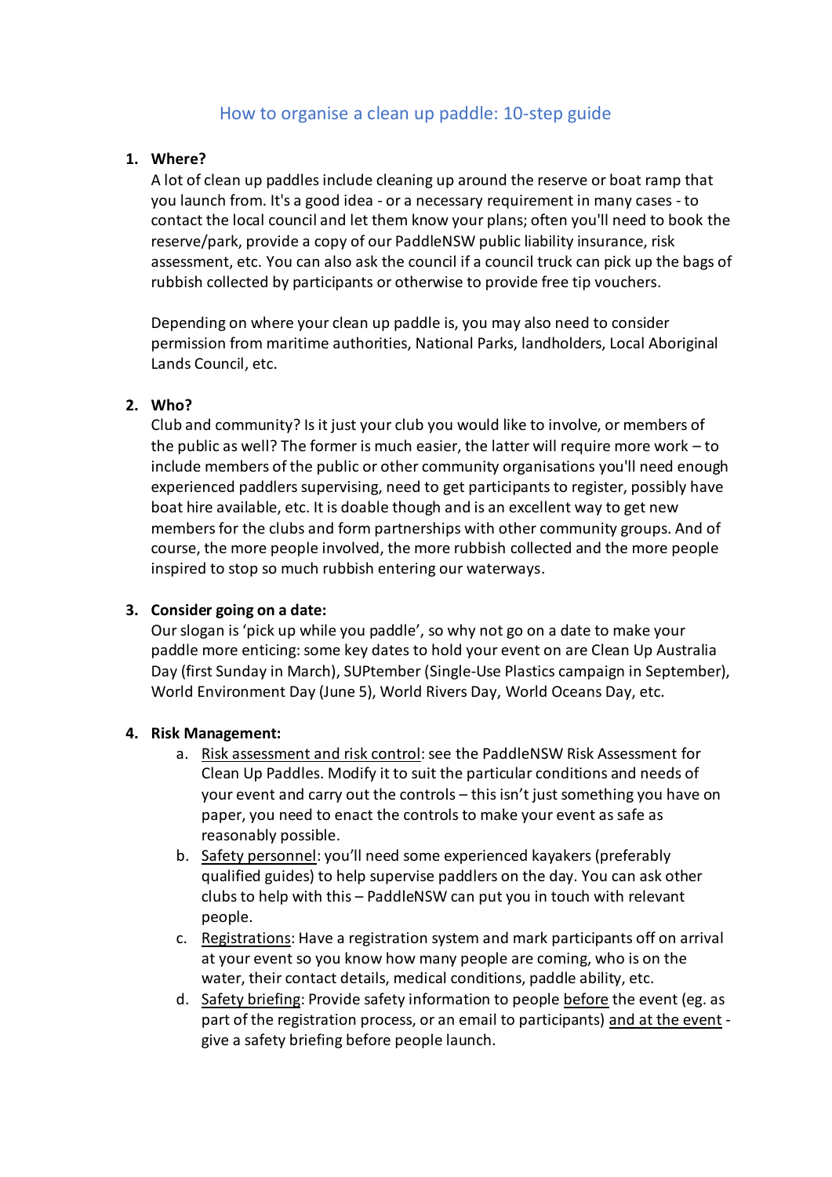# How to organise a clean up paddle: 10-step guide

1. **Where?**
   A lot of clean up paddles include cleaning up around the reserve or boat ramp that you launch from. It's a good idea - or a necessary requirement in many cases - to contact the local council and let them know your plans; often you'll need to book the reserve/park, provide a copy of our PaddleNSW public liability insurance, risk assessment, etc. You can also ask the council if a council truck can pick up the bags of rubbish collected by participants or otherwise to provide free tip vouchers.

   Depending on where your clean up paddle is, you may also need to consider permission from maritime authorities, National Parks, landholders, Local Aboriginal Lands Council, etc.

2. **Who?**
   Club and community? Is it just your club you would like to involve, or members of the public as well? The former is much easier, the latter will require more work – to include members of the public or other community organisations you'll need enough experienced paddlers supervising, need to get participants to register, possibly have boat hire available, etc. It is doable though and is an excellent way to get new members for the clubs and form partnerships with other community groups. And of course, the more people involved, the more rubbish collected and the more people inspired to stop so much rubbish entering our waterways.

3. **Consider going on a date:**
   Our slogan is 'pick up while you paddle', so why not go on a date to make your paddle more enticing: some key dates to hold your event on are Clean Up Australia Day (first Sunday in March), SUPtember (Single-Use Plastics campaign in September), World Environment Day (June 5), World Rivers Day, World Oceans Day, etc.

4. **Risk Management:**
   a. Risk assessment and risk control: see the PaddleNSW Risk Assessment for Clean Up Paddles. Modify it to suit the particular conditions and needs of your event and carry out the controls – this isn't just something you have on paper, you need to enact the controls to make your event as safe as reasonably possible.
   b. Safety personnel: you'll need some experienced kayakers (preferably qualified guides) to help supervise paddlers on the day. You can ask other clubs to help with this – PaddleNSW can put you in touch with relevant people.
   c. Registrations: Have a registration system and mark participants off on arrival at your event so you know how many people are coming, who is on the water, their contact details, medical conditions, paddle ability, etc.
   d. Safety briefing: Provide safety information to people before the event (eg. as part of the registration process, or an email to participants) and at the event - give a safety briefing before people launch.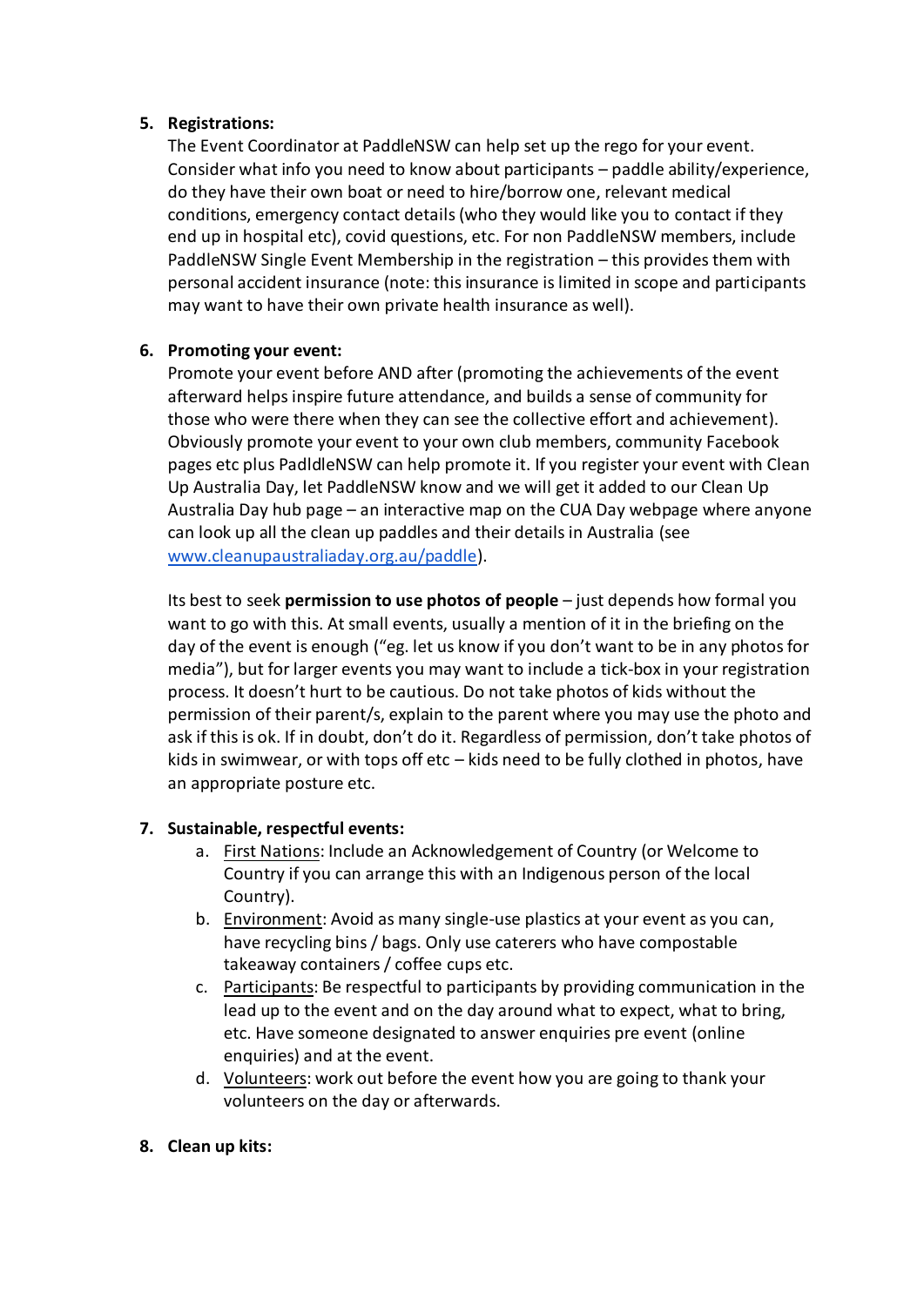5. **Registrations:**
   The Event Coordinator at PaddleNSW can help set up the rego for your event. Consider what info you need to know about participants – paddle ability/experience, do they have their own boat or need to hire/borrow one, relevant medical conditions, emergency contact details (who they would like you to contact if they end up in hospital etc), covid questions, etc. For non PaddleNSW members, include PaddleNSW Single Event Membership in the registration – this provides them with personal accident insurance (note: this insurance is limited in scope and participants may want to have their own private health insurance as well).

6. **Promoting your event:**
   Promote your event before AND after (promoting the achievements of the event afterward helps inspire future attendance, and builds a sense of community for those who were there when they can see the collective effort and achievement). Obviously promote your event to your own club members, community Facebook pages etc plus PadldleNSW can help promote it. If you register your event with Clean Up Australia Day, let PaddleNSW know and we will get it added to our Clean Up Australia Day hub page – an interactive map on the CUA Day webpage where anyone can look up all the clean up paddles and their details in Australia (see [www.cleanupaustraliaday.org.au/paddle](www.cleanupaustraliaday.org.au/paddle)).

   Its best to seek **permission to use photos of people** – just depends how formal you want to go with this. At small events, usually a mention of it in the briefing on the day of the event is enough ("eg. let us know if you don't want to be in any photos for media"), but for larger events you may want to include a tick-box in your registration process. It doesn't hurt to be cautious. Do not take photos of kids without the permission of their parent/s, explain to the parent where you may use the photo and ask if this is ok. If in doubt, don't do it. Regardless of permission, don't take photos of kids in swimwear, or with tops off etc – kids need to be fully clothed in photos, have an appropriate posture etc.

7. **Sustainable, respectful events:**
   a. First Nations: Include an Acknowledgement of Country (or Welcome to Country if you can arrange this with an Indigenous person of the local Country).
   b. Environment: Avoid as many single-use plastics at your event as you can, have recycling bins / bags. Only use caterers who have compostable takeaway containers / coffee cups etc.
   c. Participants: Be respectful to participants by providing communication in the lead up to the event and on the day around what to expect, what to bring, etc. Have someone designated to answer enquiries pre event (online enquiries) and at the event.
   d. Volunteers: work out before the event how you are going to thank your volunteers on the day or afterwards.

8. **Clean up kits:**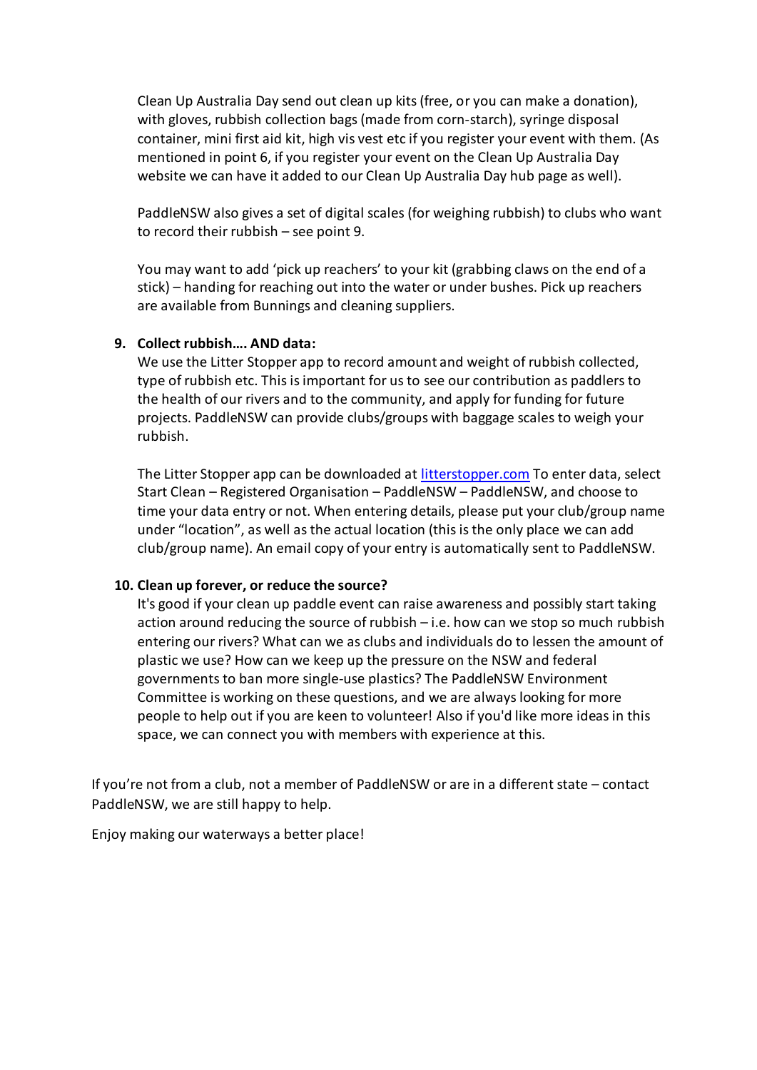Clean Up Australia Day send out clean up kits (free, or you can make a donation), with gloves, rubbish collection bags (made from corn-starch), syringe disposal container, mini first aid kit, high vis vest etc if you register your event with them. (As mentioned in point 6, if you register your event on the Clean Up Australia Day website we can have it added to our Clean Up Australia Day hub page as well).

PaddleNSW also gives a set of digital scales (for weighing rubbish) to clubs who want to record their rubbish – see point 9.

You may want to add 'pick up reachers' to your kit (grabbing claws on the end of a stick) – handing for reaching out into the water or under bushes. Pick up reachers are available from Bunnings and cleaning suppliers.

9. **Collect rubbish…. AND data:**
   We use the Litter Stopper app to record amount and weight of rubbish collected, type of rubbish etc. This is important for us to see our contribution as paddlers to the health of our rivers and to the community, and apply for funding for future projects. PaddleNSW can provide clubs/groups with baggage scales to weigh your rubbish.

   The Litter Stopper app can be downloaded at [litterstopper.com](litterstopper.com) To enter data, select Start Clean – Registered Organisation – PaddleNSW – PaddleNSW, and choose to time your data entry or not. When entering details, please put your club/group name under "location", as well as the actual location (this is the only place we can add club/group name). An email copy of your entry is automatically sent to PaddleNSW.

10. **Clean up forever, or reduce the source?**
    It's good if your clean up paddle event can raise awareness and possibly start taking action around reducing the source of rubbish – i.e. how can we stop so much rubbish entering our rivers? What can we as clubs and individuals do to lessen the amount of plastic we use? How can we keep up the pressure on the NSW and federal governments to ban more single-use plastics? The PaddleNSW Environment Committee is working on these questions, and we are always looking for more people to help out if you are keen to volunteer! Also if you'd like more ideas in this space, we can connect you with members with experience at this.

If you're not from a club, not a member of PaddleNSW or are in a different state – contact PaddleNSW, we are still happy to help.

Enjoy making our waterways a better place!